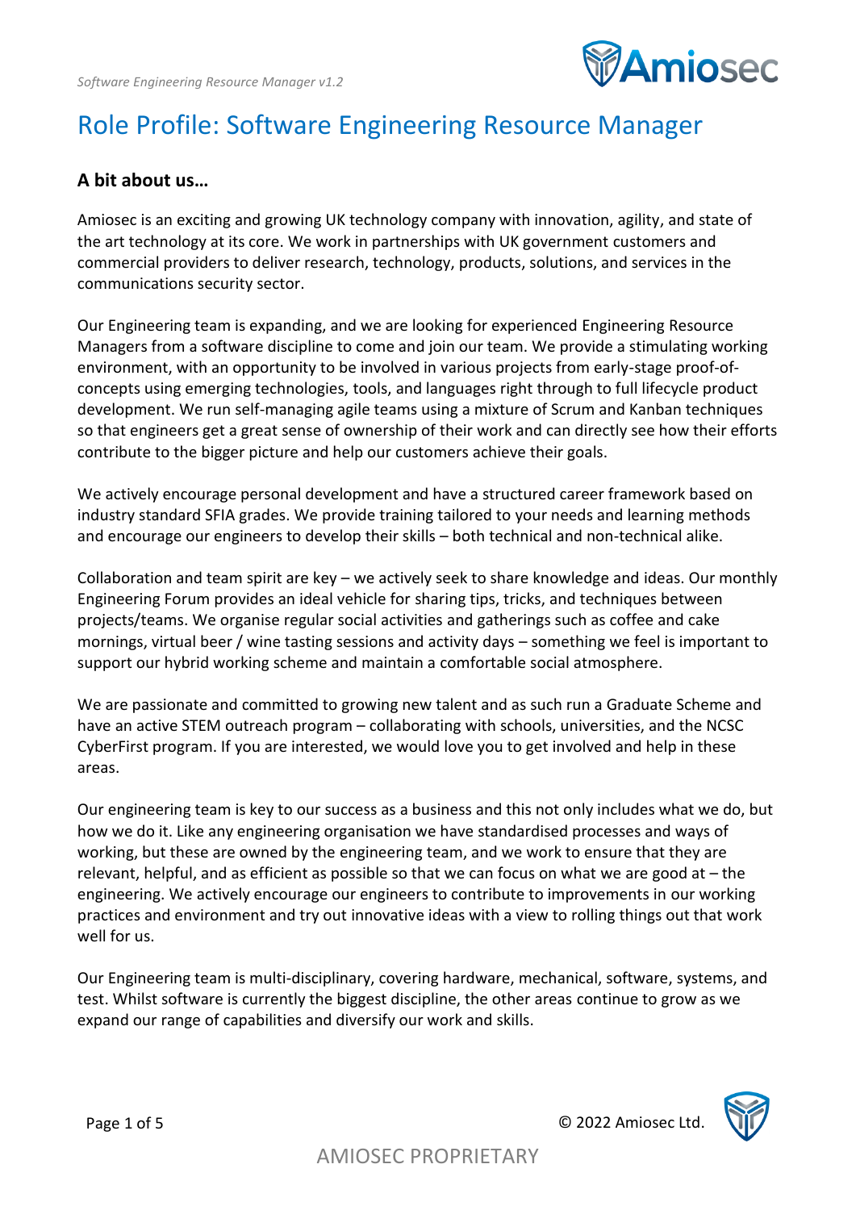# Role Profile: Software Engineering Resource Manager

## A bit about us…

Amiosec is an exciting and growing UK technology company with innovation, agility, and state of the art technology at its core. We work in partnerships with UK government customers and commercial providers to deliver research, technology, products, solutions, and services in the communications security sector.

Our Engineering team is expanding, and we are looking for experienced Engineering Resource Managers from a software discipline to come and join our team. We provide a stimulating working environment, with an opportunity to be involved in various projects from early-stage proof-of-concepts using emerging technologies, tools, and languages right through to full lifecycle product development. We run self-managing agile teams using a mixture of Scrum and Kanban techniques so that engineers get a great sense of ownership of their work and can directly see how their efforts contribute to the bigger picture and help our customers achieve their goals.

We actively encourage personal development and have a structured career framework based on industry standard SFIA grades. We provide training tailored to your needs and learning methods and encourage our engineers to develop their skills – both technical and non-technical alike.

Collaboration and team spirit are key – we actively seek to share knowledge and ideas. Our monthly Engineering Forum provides an ideal vehicle for sharing tips, tricks, and techniques between projects/teams. We organise regular social activities and gatherings such as coffee and cake mornings, virtual beer / wine tasting sessions and activity days – something we feel is important to support our hybrid working scheme and maintain a comfortable social atmosphere.

We are passionate and committed to growing new talent and as such run a Graduate Scheme and have an active STEM outreach program – collaborating with schools, universities, and the NCSC CyberFirst program. If you are interested, we would love you to get involved and help in these areas.

Our engineering team is key to our success as a business and this not only includes what we do, but how we do it. Like any engineering organisation we have standardised processes and ways of working, but these are owned by the engineering team, and we work to ensure that they are relevant, helpful, and as efficient as possible so that we can focus on what we are good at – the engineering. We actively encourage our engineers to contribute to improvements in our working practices and environment and try out innovative ideas with a view to rolling things out that work well for us.

Our Engineering team is multi-disciplinary, covering hardware, mechanical, software, systems, and test. Whilst software is currently the biggest discipline, the other areas continue to grow as we expand our range of capabilities and diversify our work and skills.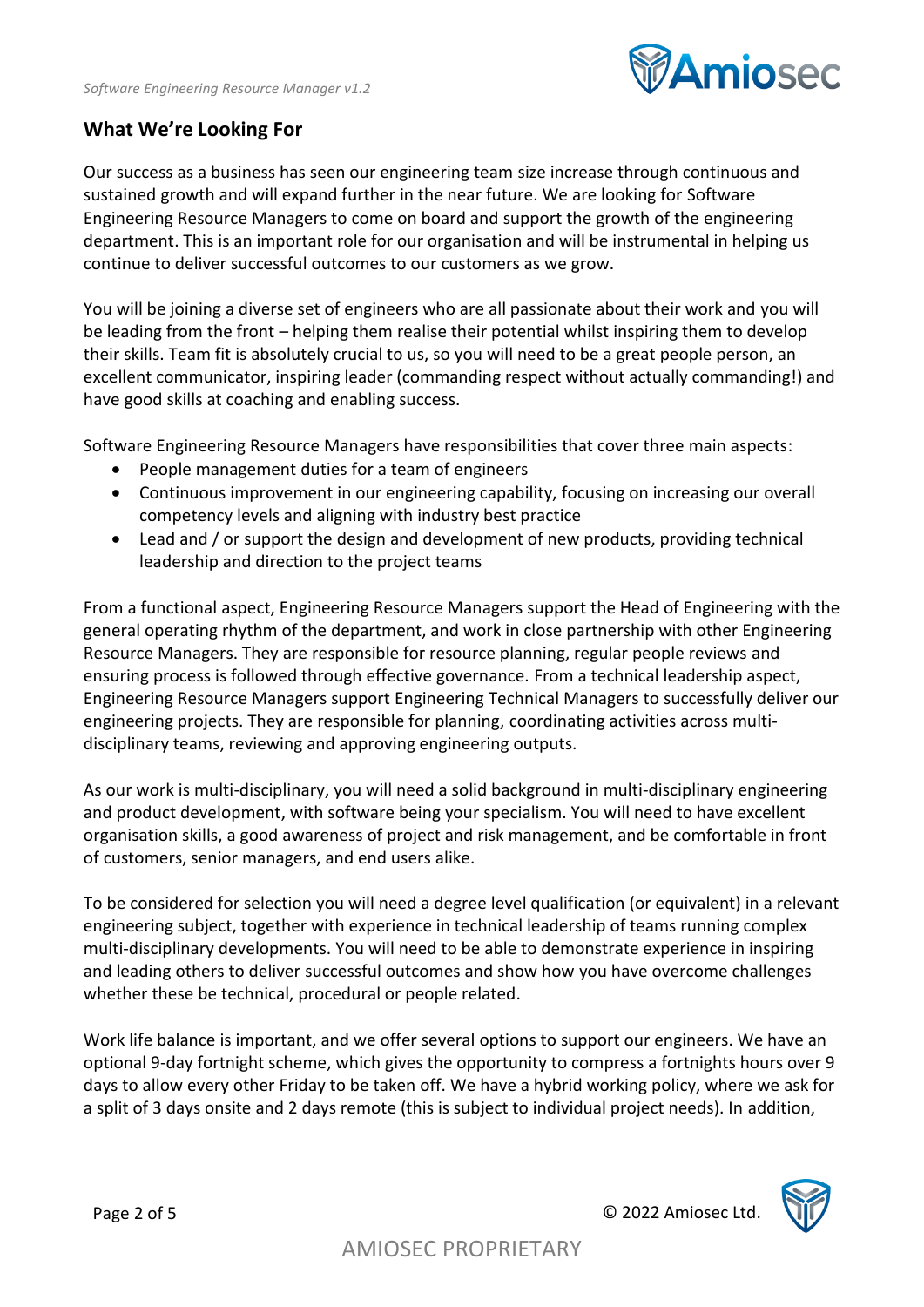## What We're Looking For

Our success as a business has seen our engineering team size increase through continuous and sustained growth and will expand further in the near future. We are looking for Software Engineering Resource Managers to come on board and support the growth of the engineering department. This is an important role for our organisation and will be instrumental in helping us continue to deliver successful outcomes to our customers as we grow.

You will be joining a diverse set of engineers who are all passionate about their work and you will be leading from the front – helping them realise their potential whilst inspiring them to develop their skills. Team fit is absolutely crucial to us, so you will need to be a great people person, an excellent communicator, inspiring leader (commanding respect without actually commanding!) and have good skills at coaching and enabling success.

Software Engineering Resource Managers have responsibilities that cover three main aspects:

- People management duties for a team of engineers
- Continuous improvement in our engineering capability, focusing on increasing our overall competency levels and aligning with industry best practice
- Lead and / or support the design and development of new products, providing technical leadership and direction to the project teams

From a functional aspect, Engineering Resource Managers support the Head of Engineering with the general operating rhythm of the department, and work in close partnership with other Engineering Resource Managers. They are responsible for resource planning, regular people reviews and ensuring process is followed through effective governance. From a technical leadership aspect, Engineering Resource Managers support Engineering Technical Managers to successfully deliver our engineering projects. They are responsible for planning, coordinating activities across multi-disciplinary teams, reviewing and approving engineering outputs.

As our work is multi-disciplinary, you will need a solid background in multi-disciplinary engineering and product development, with software being your specialism. You will need to have excellent organisation skills, a good awareness of project and risk management, and be comfortable in front of customers, senior managers, and end users alike.

To be considered for selection you will need a degree level qualification (or equivalent) in a relevant engineering subject, together with experience in technical leadership of teams running complex multi-disciplinary developments. You will need to be able to demonstrate experience in inspiring and leading others to deliver successful outcomes and show how you have overcome challenges whether these be technical, procedural or people related.

Work life balance is important, and we offer several options to support our engineers. We have an optional 9-day fortnight scheme, which gives the opportunity to compress a fortnights hours over 9 days to allow every other Friday to be taken off. We have a hybrid working policy, where we ask for a split of 3 days onsite and 2 days remote (this is subject to individual project needs). In addition,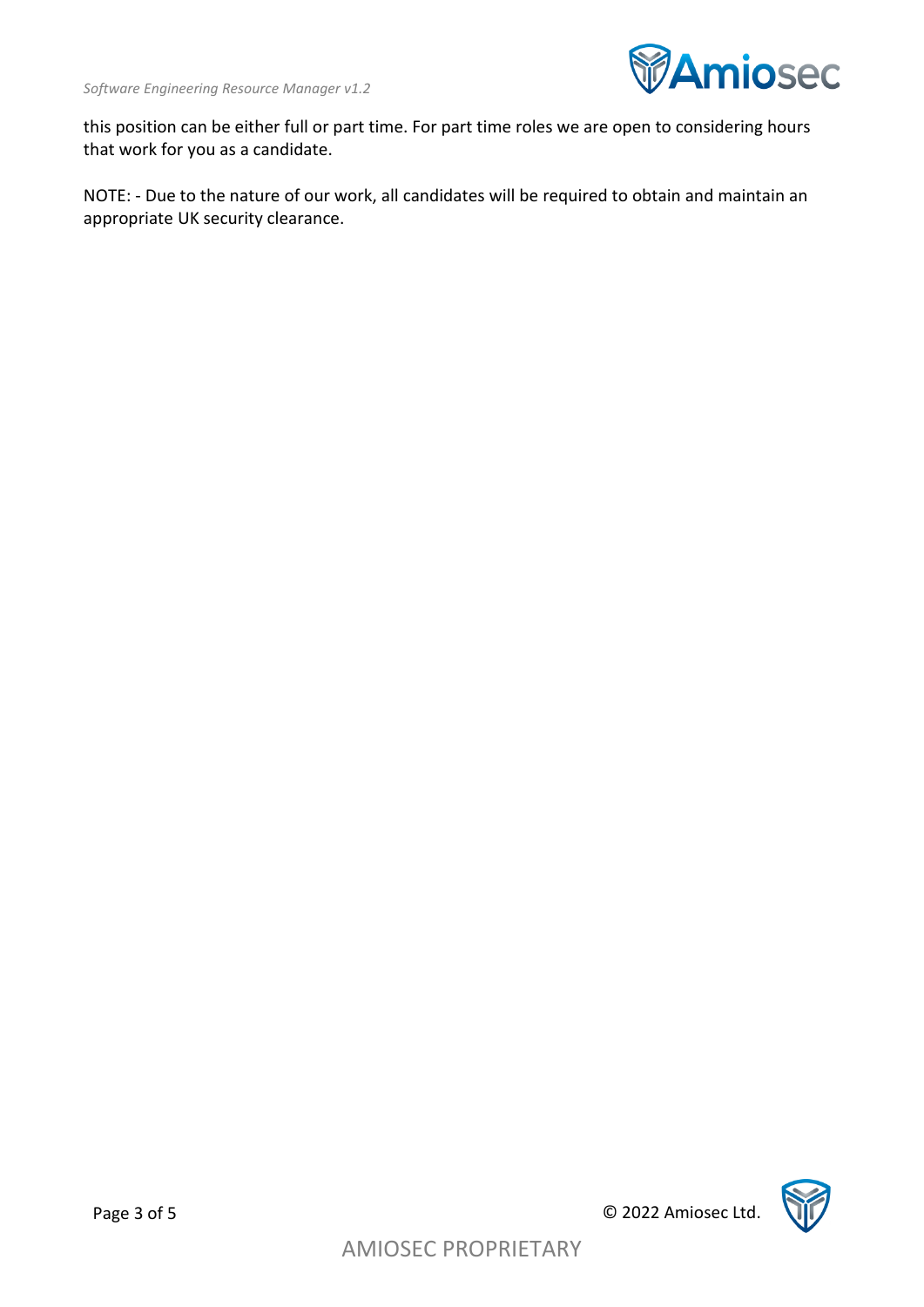this position can be either full or part time. For part time roles we are open to considering hours that work for you as a candidate.

NOTE: - Due to the nature of our work, all candidates will be required to obtain and maintain an appropriate UK security clearance.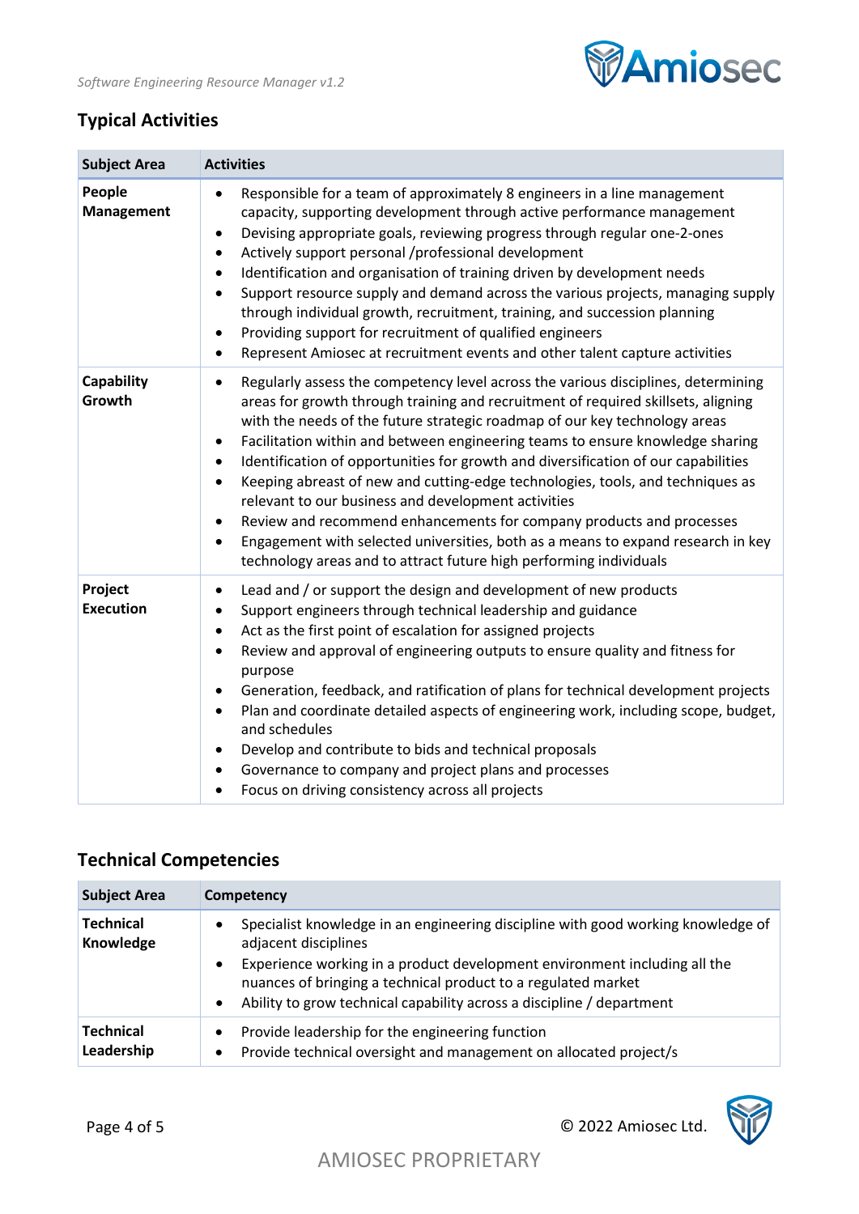## Typical Activities

| Subject Area | Activities |
|---|---|
| **People Management** | • Responsible for a team of approximately 8 engineers in a line management capacity, supporting development through active performance management<br>• Devising appropriate goals, reviewing progress through regular one-2-ones<br>• Actively support personal /professional development<br>• Identification and organisation of training driven by development needs<br>• Support resource supply and demand across the various projects, managing supply through individual growth, recruitment, training, and succession planning<br>• Providing support for recruitment of qualified engineers<br>• Represent Amiosec at recruitment events and other talent capture activities |
| **Capability Growth** | • Regularly assess the competency level across the various disciplines, determining areas for growth through training and recruitment of required skillsets, aligning with the needs of the future strategic roadmap of our key technology areas<br>• Facilitation within and between engineering teams to ensure knowledge sharing<br>• Identification of opportunities for growth and diversification of our capabilities<br>• Keeping abreast of new and cutting-edge technologies, tools, and techniques as relevant to our business and development activities<br>• Review and recommend enhancements for company products and processes<br>• Engagement with selected universities, both as a means to expand research in key technology areas and to attract future high performing individuals |
| **Project Execution** | • Lead and / or support the design and development of new products<br>• Support engineers through technical leadership and guidance<br>• Act as the first point of escalation for assigned projects<br>• Review and approval of engineering outputs to ensure quality and fitness for purpose<br>• Generation, feedback, and ratification of plans for technical development projects<br>• Plan and coordinate detailed aspects of engineering work, including scope, budget, and schedules<br>• Develop and contribute to bids and technical proposals<br>• Governance to company and project plans and processes<br>• Focus on driving consistency across all projects |

## Technical Competencies

| Subject Area | Competency |
|---|---|
| **Technical Knowledge** | • Specialist knowledge in an engineering discipline with good working knowledge of adjacent disciplines<br>• Experience working in a product development environment including all the nuances of bringing a technical product to a regulated market<br>• Ability to grow technical capability across a discipline / department |
| **Technical Leadership** | • Provide leadership for the engineering function<br>• Provide technical oversight and management on allocated project/s |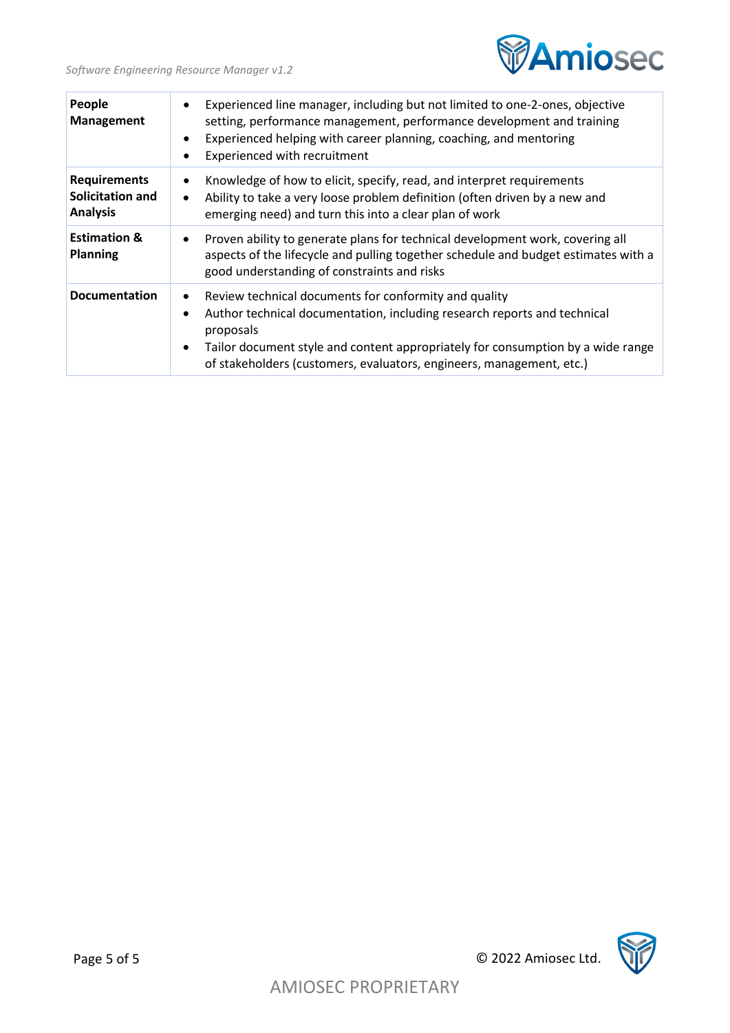| | |
|---|---|
| **People Management** | • Experienced line manager, including but not limited to one-2-ones, objective setting, performance management, performance development and training<br>• Experienced helping with career planning, coaching, and mentoring<br>• Experienced with recruitment |
| **Requirements Solicitation and Analysis** | • Knowledge of how to elicit, specify, read, and interpret requirements<br>• Ability to take a very loose problem definition (often driven by a new and emerging need) and turn this into a clear plan of work |
| **Estimation & Planning** | • Proven ability to generate plans for technical development work, covering all aspects of the lifecycle and pulling together schedule and budget estimates with a good understanding of constraints and risks |
| **Documentation** | • Review technical documents for conformity and quality<br>• Author technical documentation, including research reports and technical proposals<br>• Tailor document style and content appropriately for consumption by a wide range of stakeholders (customers, evaluators, engineers, management, etc.) |